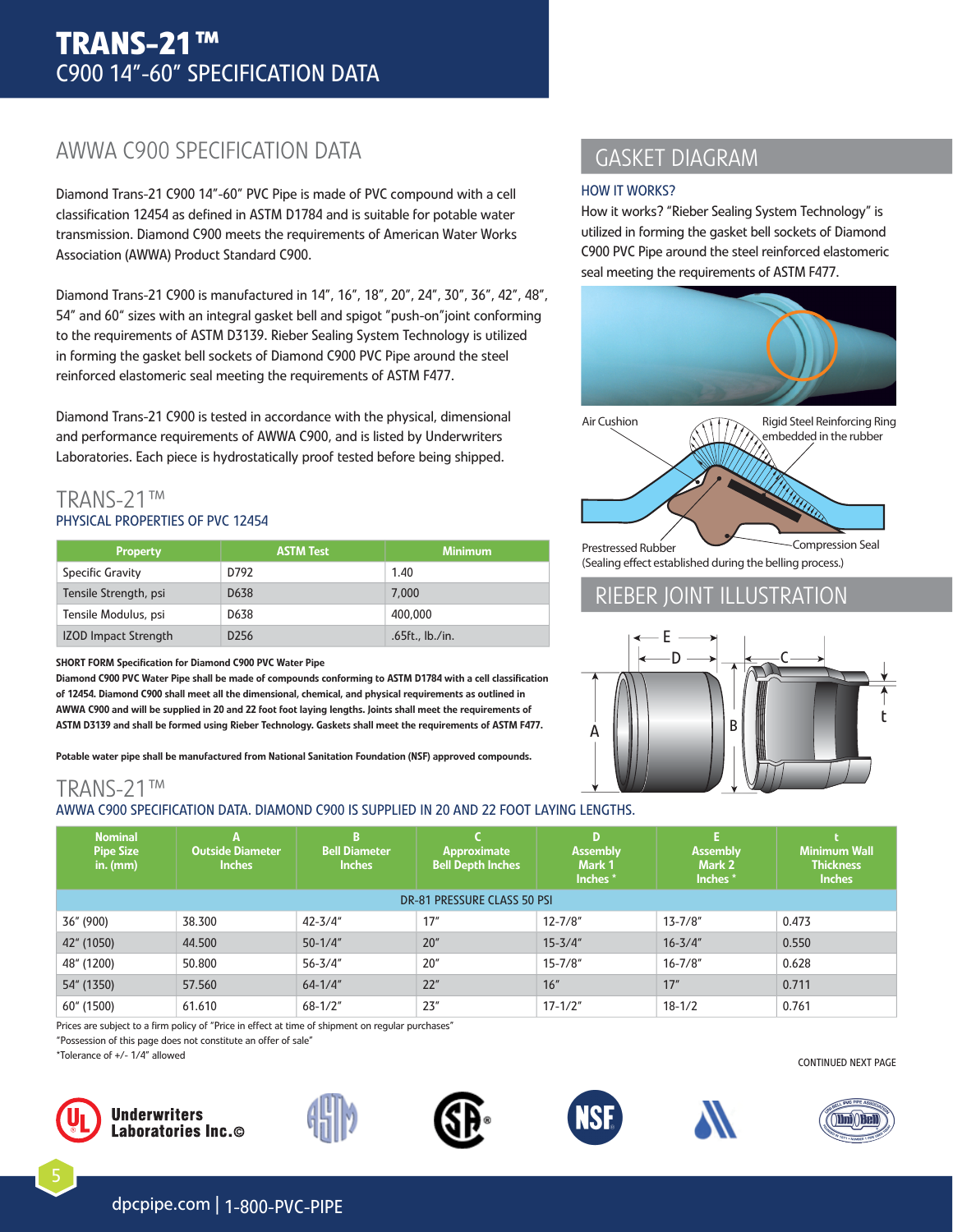# TRANS-21™
## C900 14"-60" SPECIFICATION DATA

## AWWA C900 SPECIFICATION DATA

Diamond Trans-21 C900 14"-60" PVC Pipe is made of PVC compound with a cell classification 12454 as defined in ASTM D1784 and is suitable for potable water transmission. Diamond C900 meets the requirements of American Water Works Association (AWWA) Product Standard C900.

Diamond Trans-21 C900 is manufactured in 14", 16", 18", 20", 24", 30", 36", 42", 48", 54" and 60" sizes with an integral gasket bell and spigot "push-on"joint conforming to the requirements of ASTM D3139. Rieber Sealing System Technology is utilized in forming the gasket bell sockets of Diamond C900 PVC Pipe around the steel reinforced elastomeric seal meeting the requirements of ASTM F477.

Diamond Trans-21 C900 is tested in accordance with the physical, dimensional and performance requirements of AWWA C900, and is listed by Underwriters Laboratories. Each piece is hydrostatically proof tested before being shipped.

### TRANS-21™
### PHYSICAL PROPERTIES OF PVC 12454

| Property | ASTM Test | Minimum |
|---|---|---|
| Specific Gravity | D792 | 1.40 |
| Tensile Strength, psi | D638 | 7,000 |
| Tensile Modulus, psi | D638 | 400,000 |
| IZOD Impact Strength | D256 | .65ft., lb./in. |

**SHORT FORM Specification for Diamond C900 PVC Water Pipe**

**Diamond C900 PVC Water Pipe shall be made of compounds conforming to ASTM D1784 with a cell classification of 12454. Diamond C900 shall meet all the dimensional, chemical, and physical requirements as outlined in AWWA C900 and will be supplied in 20 and 22 foot foot laying lengths. Joints shall meet the requirements of ASTM D3139 and shall be formed using Rieber Technology. Gaskets shall meet the requirements of ASTM F477.**

**Potable water pipe shall be manufactured from National Sanitation Foundation (NSF) approved compounds.**

## GASKET DIAGRAM

### HOW IT WORKS?

How it works? "Rieber Sealing System Technology" is utilized in forming the gasket bell sockets of Diamond C900 PVC Pipe around the steel reinforced elastomeric seal meeting the requirements of ASTM F477.

Air Cushion — Rigid Steel Reinforcing Ring embedded in the rubber — Prestressed Rubber — Compression Seal

(Sealing effect established during the belling process.)

## RIEBER JOINT ILLUSTRATION

### TRANS-21™
### AWWA C900 SPECIFICATION DATA. DIAMOND C900 IS SUPPLIED IN 20 AND 22 FOOT LAYING LENGTHS.

| Nominal Pipe Size in. (mm) | A Outside Diameter Inches | B Bell Diameter Inches | C Approximate Bell Depth Inches | D Assembly Mark 1 Inches * | E Assembly Mark 2 Inches * | t Minimum Wall Thickness Inches |
|---|---|---|---|---|---|---|
| DR-81 PRESSURE CLASS 50 PSI | | | | | | |
| 36" (900) | 38.300 | 42-3/4" | 17" | 12-7/8" | 13-7/8" | 0.473 |
| 42" (1050) | 44.500 | 50-1/4" | 20" | 15-3/4" | 16-3/4" | 0.550 |
| 48" (1200) | 50.800 | 56-3/4" | 20" | 15-7/8" | 16-7/8" | 0.628 |
| 54" (1350) | 57.560 | 64-1/4" | 22" | 16" | 17" | 0.711 |
| 60" (1500) | 61.610 | 68-1/2" | 23" | 17-1/2" | 18-1/2 | 0.761 |

Prices are subject to a firm policy of "Price in effect at time of shipment on regular purchases"

"Possession of this page does not constitute an offer of sale"

*Tolerance of +/- 1/4" allowed

CONTINUED NEXT PAGE

dpcpipe.com | 1-800-PVC-PIPE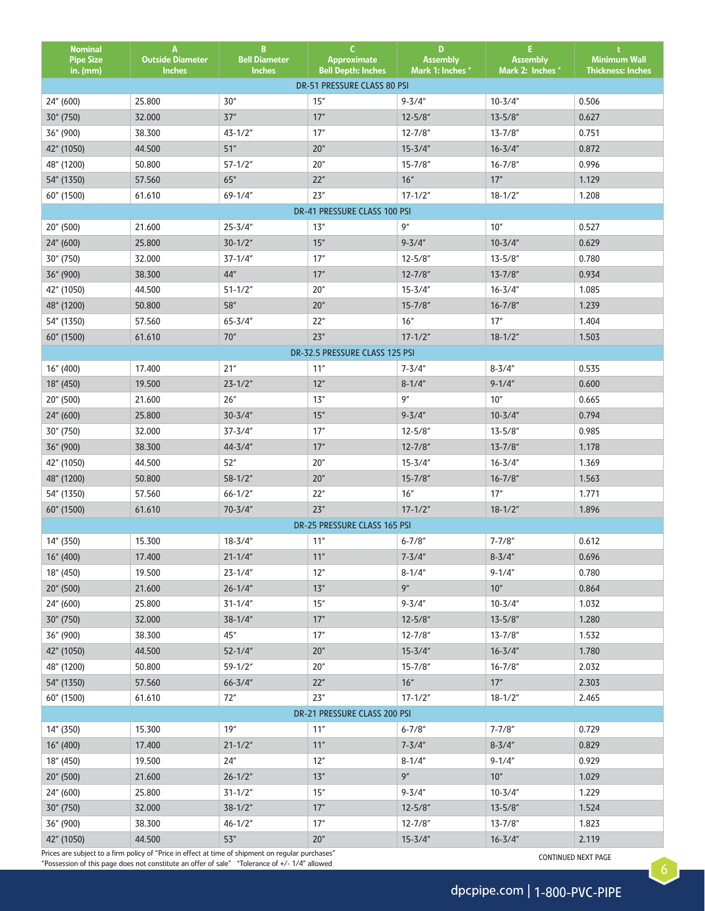| Nominal Pipe Size in. (mm) | A Outside Diameter Inches | B Bell Diameter Inches | C Approximate Bell Depth: Inches | D Assembly Mark 1: Inches * | E Assembly Mark 2: Inches * | t Minimum Wall Thickness: Inches |
|---|---|---|---|---|---|---|
| **DR-51 PRESSURE CLASS 80 PSI** | | | | | | |
| 24" (600) | 25.800 | 30" | 15" | 9-3/4" | 10-3/4" | 0.506 |
| 30" (750) | 32.000 | 37" | 17" | 12-5/8" | 13-5/8" | 0.627 |
| 36" (900) | 38.300 | 43-1/2" | 17" | 12-7/8" | 13-7/8" | 0.751 |
| 42" (1050) | 44.500 | 51" | 20" | 15-3/4" | 16-3/4" | 0.872 |
| 48" (1200) | 50.800 | 57-1/2" | 20" | 15-7/8" | 16-7/8" | 0.996 |
| 54" (1350) | 57.560 | 65" | 22" | 16" | 17" | 1.129 |
| 60" (1500) | 61.610 | 69-1/4" | 23" | 17-1/2" | 18-1/2" | 1.208 |
| **DR-41 PRESSURE CLASS 100 PSI** | | | | | | |
| 20" (500) | 21.600 | 25-3/4" | 13" | 9" | 10" | 0.527 |
| 24" (600) | 25.800 | 30-1/2" | 15" | 9-3/4" | 10-3/4" | 0.629 |
| 30" (750) | 32.000 | 37-1/4" | 17" | 12-5/8" | 13-5/8" | 0.780 |
| 36" (900) | 38.300 | 44" | 17" | 12-7/8" | 13-7/8" | 0.934 |
| 42" (1050) | 44.500 | 51-1/2" | 20" | 15-3/4" | 16-3/4" | 1.085 |
| 48" (1200) | 50.800 | 58" | 20" | 15-7/8" | 16-7/8" | 1.239 |
| 54" (1350) | 57.560 | 65-3/4" | 22" | 16" | 17" | 1.404 |
| 60" (1500) | 61.610 | 70" | 23" | 17-1/2" | 18-1/2" | 1.503 |
| **DR-32.5 PRESSURE CLASS 125 PSI** | | | | | | |
| 16" (400) | 17.400 | 21" | 11" | 7-3/4" | 8-3/4" | 0.535 |
| 18" (450) | 19.500 | 23-1/2" | 12" | 8-1/4" | 9-1/4" | 0.600 |
| 20" (500) | 21.600 | 26" | 13" | 9" | 10" | 0.665 |
| 24" (600) | 25.800 | 30-3/4" | 15" | 9-3/4" | 10-3/4" | 0.794 |
| 30" (750) | 32.000 | 37-3/4" | 17" | 12-5/8" | 13-5/8" | 0.985 |
| 36" (900) | 38.300 | 44-3/4" | 17" | 12-7/8" | 13-7/8" | 1.178 |
| 42" (1050) | 44.500 | 52" | 20" | 15-3/4" | 16-3/4" | 1.369 |
| 48" (1200) | 50.800 | 58-1/2" | 20" | 15-7/8" | 16-7/8" | 1.563 |
| 54" (1350) | 57.560 | 66-1/2" | 22" | 16" | 17" | 1.771 |
| 60" (1500) | 61.610 | 70-3/4" | 23" | 17-1/2" | 18-1/2" | 1.896 |
| **DR-25 PRESSURE CLASS 165 PSI** | | | | | | |
| 14" (350) | 15.300 | 18-3/4" | 11" | 6-7/8" | 7-7/8" | 0.612 |
| 16" (400) | 17.400 | 21-1/4" | 11" | 7-3/4" | 8-3/4" | 0.696 |
| 18" (450) | 19.500 | 23-1/4" | 12" | 8-1/4" | 9-1/4" | 0.780 |
| 20" (500) | 21.600 | 26-1/4" | 13" | 9" | 10" | 0.864 |
| 24" (600) | 25.800 | 31-1/4" | 15" | 9-3/4" | 10-3/4" | 1.032 |
| 30" (750) | 32.000 | 38-1/4" | 17" | 12-5/8" | 13-5/8" | 1.280 |
| 36" (900) | 38.300 | 45" | 17" | 12-7/8" | 13-7/8" | 1.532 |
| 42" (1050) | 44.500 | 52-1/4" | 20" | 15-3/4" | 16-3/4" | 1.780 |
| 48" (1200) | 50.800 | 59-1/2" | 20" | 15-7/8" | 16-7/8" | 2.032 |
| 54" (1350) | 57.560 | 66-3/4" | 22" | 16" | 17" | 2.303 |
| 60" (1500) | 61.610 | 72" | 23" | 17-1/2" | 18-1/2" | 2.465 |
| **DR-21 PRESSURE CLASS 200 PSI** | | | | | | |
| 14" (350) | 15.300 | 19" | 11" | 6-7/8" | 7-7/8" | 0.729 |
| 16" (400) | 17.400 | 21-1/2" | 11" | 7-3/4" | 8-3/4" | 0.829 |
| 18" (450) | 19.500 | 24" | 12" | 8-1/4" | 9-1/4" | 0.929 |
| 20" (500) | 21.600 | 26-1/2" | 13" | 9" | 10" | 1.029 |
| 24" (600) | 25.800 | 31-1/2" | 15" | 9-3/4" | 10-3/4" | 1.229 |
| 30" (750) | 32.000 | 38-1/2" | 17" | 12-5/8" | 13-5/8" | 1.524 |
| 36" (900) | 38.300 | 46-1/2" | 17" | 12-7/8" | 13-7/8" | 1.823 |
| 42" (1050) | 44.500 | 53" | 20" | 15-3/4" | 16-3/4" | 2.119 |

Prices are subject to a firm policy of "Price in effect at time of shipment on regular purchases"
"Possession of this page does not constitute an offer of sale" *Tolerance of +/- 1/4" allowed

CONTINUED NEXT PAGE

dpcpipe.com | 1-800-PVC-PIPE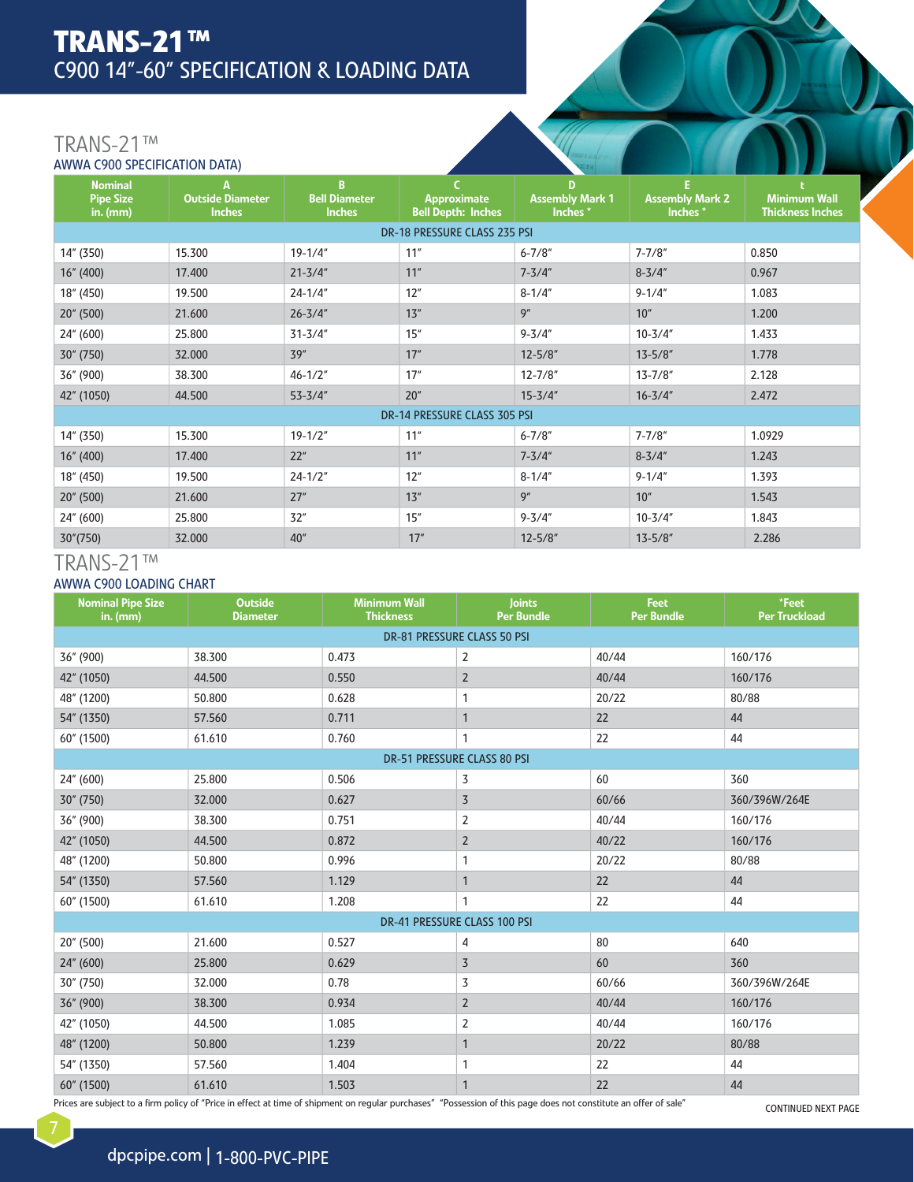# TRANS-21™
## C900 14"-60" SPECIFICATION & LOADING DATA

## TRANS-21™
### AWWA C900 SPECIFICATION DATA)

| Nominal Pipe Size in. (mm) | A Outside Diameter Inches | B Bell Diameter Inches | C Approximate Bell Depth: Inches | D Assembly Mark 1 Inches * | E Assembly Mark 2 Inches * | t Minimum Wall Thickness Inches |
|---|---|---|---|---|---|---|
| DR-18 PRESSURE CLASS 235 PSI | | | | | | |
| 14" (350) | 15.300 | 19-1/4" | 11" | 6-7/8" | 7-7/8" | 0.850 |
| 16" (400) | 17.400 | 21-3/4" | 11" | 7-3/4" | 8-3/4" | 0.967 |
| 18" (450) | 19.500 | 24-1/4" | 12" | 8-1/4" | 9-1/4" | 1.083 |
| 20" (500) | 21.600 | 26-3/4" | 13" | 9" | 10" | 1.200 |
| 24" (600) | 25.800 | 31-3/4" | 15" | 9-3/4" | 10-3/4" | 1.433 |
| 30" (750) | 32.000 | 39" | 17" | 12-5/8" | 13-5/8" | 1.778 |
| 36" (900) | 38.300 | 46-1/2" | 17" | 12-7/8" | 13-7/8" | 2.128 |
| 42" (1050) | 44.500 | 53-3/4" | 20" | 15-3/4" | 16-3/4" | 2.472 |
| DR-14 PRESSURE CLASS 305 PSI | | | | | | |
| 14" (350) | 15.300 | 19-1/2" | 11" | 6-7/8" | 7-7/8" | 1.0929 |
| 16" (400) | 17.400 | 22" | 11" | 7-3/4" | 8-3/4" | 1.243 |
| 18" (450) | 19.500 | 24-1/2" | 12" | 8-1/4" | 9-1/4" | 1.393 |
| 20" (500) | 21.600 | 27" | 13" | 9" | 10" | 1.543 |
| 24" (600) | 25.800 | 32" | 15" | 9-3/4" | 10-3/4" | 1.843 |
| 30"(750) | 32.000 | 40" | 17" | 12-5/8" | 13-5/8" | 2.286 |

## TRANS-21™
### AWWA C900 LOADING CHART

| Nominal Pipe Size in. (mm) | Outside Diameter | Minimum Wall Thickness | Joints Per Bundle | Feet Per Bundle | *Feet Per Truckload |
|---|---|---|---|---|---|
| DR-81 PRESSURE CLASS 50 PSI | | | | | |
| 36" (900) | 38.300 | 0.473 | 2 | 40/44 | 160/176 |
| 42" (1050) | 44.500 | 0.550 | 2 | 40/44 | 160/176 |
| 48" (1200) | 50.800 | 0.628 | 1 | 20/22 | 80/88 |
| 54" (1350) | 57.560 | 0.711 | 1 | 22 | 44 |
| 60" (1500) | 61.610 | 0.760 | 1 | 22 | 44 |
| DR-51 PRESSURE CLASS 80 PSI | | | | | |
| 24" (600) | 25.800 | 0.506 | 3 | 60 | 360 |
| 30" (750) | 32.000 | 0.627 | 3 | 60/66 | 360/396W/264E |
| 36" (900) | 38.300 | 0.751 | 2 | 40/44 | 160/176 |
| 42" (1050) | 44.500 | 0.872 | 2 | 40/22 | 160/176 |
| 48" (1200) | 50.800 | 0.996 | 1 | 20/22 | 80/88 |
| 54" (1350) | 57.560 | 1.129 | 1 | 22 | 44 |
| 60" (1500) | 61.610 | 1.208 | 1 | 22 | 44 |
| DR-41 PRESSURE CLASS 100 PSI | | | | | |
| 20" (500) | 21.600 | 0.527 | 4 | 80 | 640 |
| 24" (600) | 25.800 | 0.629 | 3 | 60 | 360 |
| 30" (750) | 32.000 | 0.78 | 3 | 60/66 | 360/396W/264E |
| 36" (900) | 38.300 | 0.934 | 2 | 40/44 | 160/176 |
| 42" (1050) | 44.500 | 1.085 | 2 | 40/44 | 160/176 |
| 48" (1200) | 50.800 | 1.239 | 1 | 20/22 | 80/88 |
| 54" (1350) | 57.560 | 1.404 | 1 | 22 | 44 |
| 60" (1500) | 61.610 | 1.503 | 1 | 22 | 44 |

Prices are subject to a firm policy of "Price in effect at time of shipment on regular purchases" "Possession of this page does not constitute an offer of sale"

CONTINUED NEXT PAGE

dpcpipe.com | 1-800-PVC-PIPE